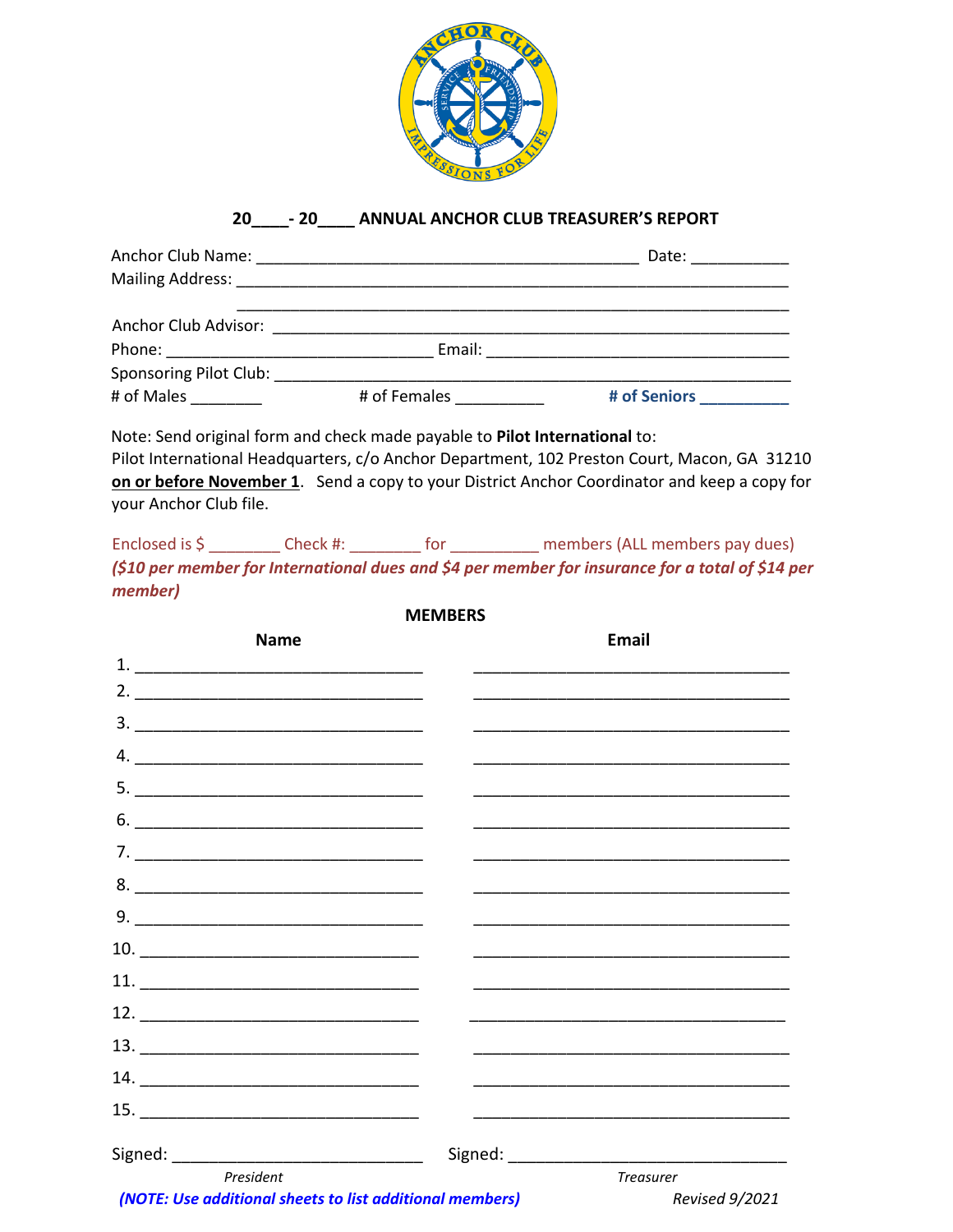## 20____- 20____ ANNUAL ANCHOR CLUB TREASURER'S REPORT

Anchor Club Name: ___________________________________________ Date: ___________

Mailing Address: ___________________________________________________________

_______________________________________________________________

Anchor Club Advisor: _______________________________________________________

Phone: ______________________________ Email: __________________________________

Sponsoring Pilot Club: ______________________________________________________

\# of Males ________ # of Females __________ **# of Seniors __________**

Note: Send original form and check made payable to **Pilot International** to:
Pilot International Headquarters, c/o Anchor Department, 102 Preston Court, Macon, GA 31210 **on or before November 1**. Send a copy to your District Anchor Coordinator and keep a copy for your Anchor Club file.

Enclosed is $ ________ Check #: ________ for __________ members (ALL members pay dues)
***($10 per member for International dues and $4 per member for insurance for a total of $14 per member)***

**MEMBERS**

| | Name | Email |
|---|---|---|
| 1. | ______________________________ | ______________________________ |
| 2. | ______________________________ | ______________________________ |
| 3. | ______________________________ | ______________________________ |
| 4. | ______________________________ | ______________________________ |
| 5. | ______________________________ | ______________________________ |
| 6. | ______________________________ | ______________________________ |
| 7. | ______________________________ | ______________________________ |
| 8. | ______________________________ | ______________________________ |
| 9. | ______________________________ | ______________________________ |
| 10. | ______________________________ | ______________________________ |
| 11. | ______________________________ | ______________________________ |
| 12. | ______________________________ | ______________________________ |
| 13. | ______________________________ | ______________________________ |
| 14. | ______________________________ | ______________________________ |
| 15. | ______________________________ | ______________________________ |

Signed: ____________________________ Signed: ______________________________
*President* *Treasurer*

***(NOTE: Use additional sheets to list additional members)***

*Revised 9/2021*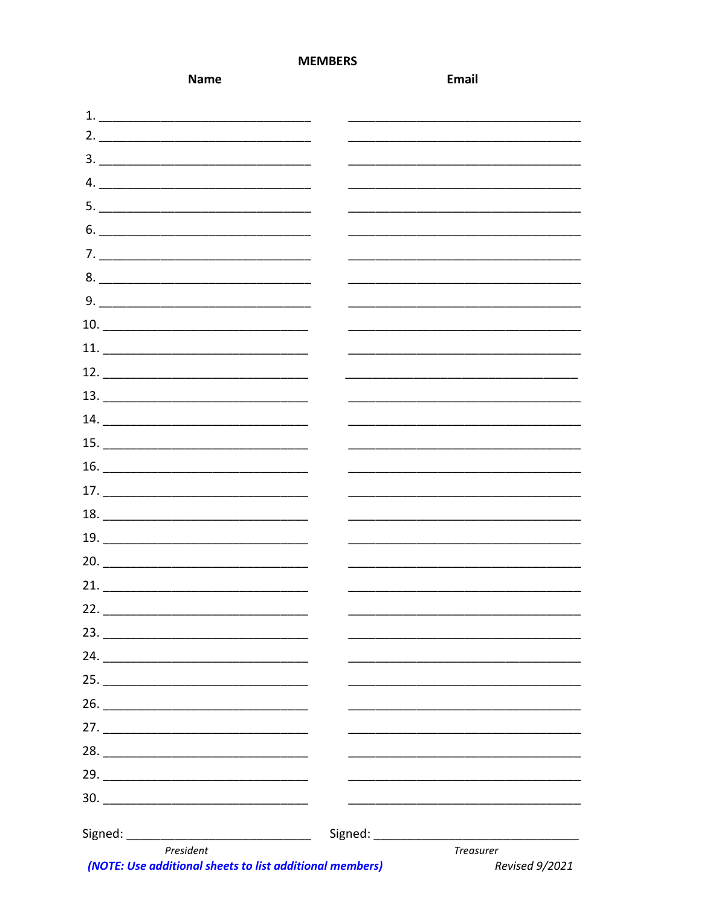**MEMBERS**

| | Name | Email |
|---|---|---|
| 1. | _______________________________ | __________________________________ |
| 2. | _______________________________ | __________________________________ |
| 3. | _______________________________ | __________________________________ |
| 4. | _______________________________ | __________________________________ |
| 5. | _______________________________ | __________________________________ |
| 6. | _______________________________ | __________________________________ |
| 7. | _______________________________ | __________________________________ |
| 8. | _______________________________ | __________________________________ |
| 9. | _______________________________ | __________________________________ |
| 10. | _______________________________ | __________________________________ |
| 11. | _______________________________ | __________________________________ |
| 12. | _______________________________ | __________________________________ |
| 13. | _______________________________ | __________________________________ |
| 14. | _______________________________ | __________________________________ |
| 15. | _______________________________ | __________________________________ |
| 16. | _______________________________ | __________________________________ |
| 17. | _______________________________ | __________________________________ |
| 18. | _______________________________ | __________________________________ |
| 19. | _______________________________ | __________________________________ |
| 20. | _______________________________ | __________________________________ |
| 21. | _______________________________ | __________________________________ |
| 22. | _______________________________ | __________________________________ |
| 23. | _______________________________ | __________________________________ |
| 24. | _______________________________ | __________________________________ |
| 25. | _______________________________ | __________________________________ |
| 26. | _______________________________ | __________________________________ |
| 27. | _______________________________ | __________________________________ |
| 28. | _______________________________ | __________________________________ |
| 29. | _______________________________ | __________________________________ |
| 30. | _______________________________ | __________________________________ |

Signed: ____________________________
*President*

Signed: ______________________________
*Treasurer*

***(NOTE: Use additional sheets to list additional members)***

*Revised 9/2021*